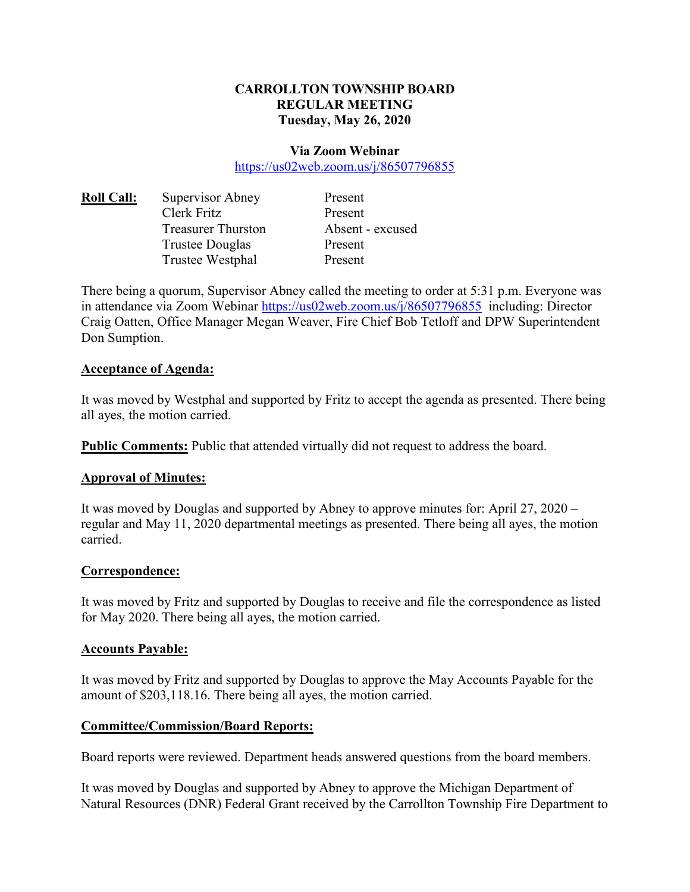**CARROLLTON TOWNSHIP BOARD**
**REGULAR MEETING**
**Tuesday, May 26, 2020**

**Via Zoom Webinar**
https://us02web.zoom.us/j/86507796855

| **Roll Call:** | Supervisor Abney | Present |
|---|---|---|
| | Clerk Fritz | Present |
| | Treasurer Thurston | Absent - excused |
| | Trustee Douglas | Present |
| | Trustee Westphal | Present |

There being a quorum, Supervisor Abney called the meeting to order at 5:31 p.m. Everyone was in attendance via Zoom Webinar https://us02web.zoom.us/j/86507796855 including: Director Craig Oatten, Office Manager Megan Weaver, Fire Chief Bob Tetloff and DPW Superintendent Don Sumption.

**Acceptance of Agenda:**

It was moved by Westphal and supported by Fritz to accept the agenda as presented. There being all ayes, the motion carried.

**Public Comments:** Public that attended virtually did not request to address the board.

**Approval of Minutes:**

It was moved by Douglas and supported by Abney to approve minutes for: April 27, 2020 – regular and May 11, 2020 departmental meetings as presented. There being all ayes, the motion carried.

**Correspondence:**

It was moved by Fritz and supported by Douglas to receive and file the correspondence as listed for May 2020. There being all ayes, the motion carried.

**Accounts Payable:**

It was moved by Fritz and supported by Douglas to approve the May Accounts Payable for the amount of $203,118.16. There being all ayes, the motion carried.

**Committee/Commission/Board Reports:**

Board reports were reviewed. Department heads answered questions from the board members.

It was moved by Douglas and supported by Abney to approve the Michigan Department of Natural Resources (DNR) Federal Grant received by the Carrollton Township Fire Department to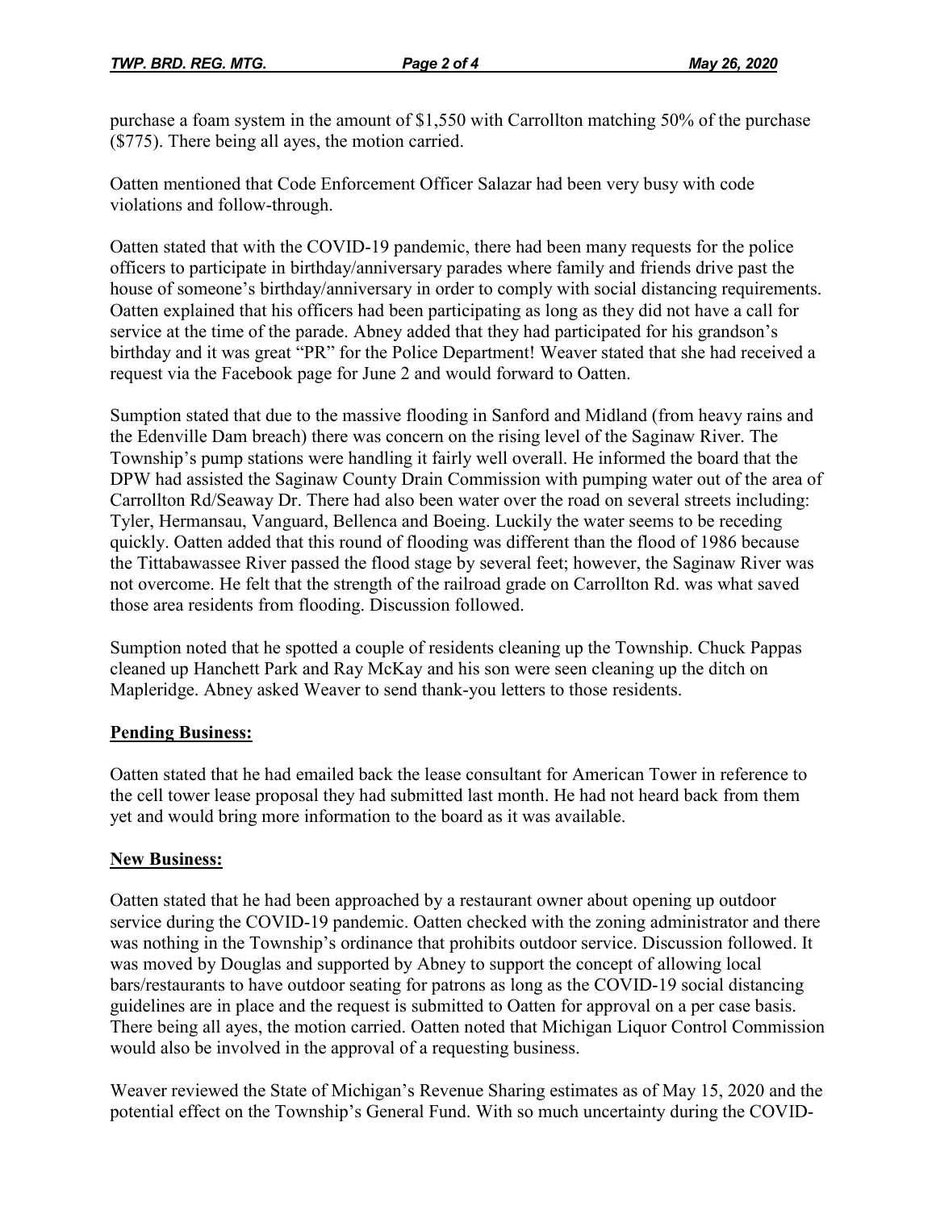purchase a foam system in the amount of $1,550 with Carrollton matching 50% of the purchase ($775). There being all ayes, the motion carried.

Oatten mentioned that Code Enforcement Officer Salazar had been very busy with code violations and follow-through.

Oatten stated that with the COVID-19 pandemic, there had been many requests for the police officers to participate in birthday/anniversary parades where family and friends drive past the house of someone's birthday/anniversary in order to comply with social distancing requirements. Oatten explained that his officers had been participating as long as they did not have a call for service at the time of the parade. Abney added that they had participated for his grandson's birthday and it was great "PR" for the Police Department! Weaver stated that she had received a request via the Facebook page for June 2 and would forward to Oatten.

Sumption stated that due to the massive flooding in Sanford and Midland (from heavy rains and the Edenville Dam breach) there was concern on the rising level of the Saginaw River. The Township's pump stations were handling it fairly well overall. He informed the board that the DPW had assisted the Saginaw County Drain Commission with pumping water out of the area of Carrollton Rd/Seaway Dr. There had also been water over the road on several streets including: Tyler, Hermansau, Vanguard, Bellenca and Boeing. Luckily the water seems to be receding quickly. Oatten added that this round of flooding was different than the flood of 1986 because the Tittabawassee River passed the flood stage by several feet; however, the Saginaw River was not overcome. He felt that the strength of the railroad grade on Carrollton Rd. was what saved those area residents from flooding. Discussion followed.

Sumption noted that he spotted a couple of residents cleaning up the Township. Chuck Pappas cleaned up Hanchett Park and Ray McKay and his son were seen cleaning up the ditch on Mapleridge. Abney asked Weaver to send thank-you letters to those residents.

**Pending Business:**

Oatten stated that he had emailed back the lease consultant for American Tower in reference to the cell tower lease proposal they had submitted last month. He had not heard back from them yet and would bring more information to the board as it was available.

**New Business:**

Oatten stated that he had been approached by a restaurant owner about opening up outdoor service during the COVID-19 pandemic. Oatten checked with the zoning administrator and there was nothing in the Township's ordinance that prohibits outdoor service. Discussion followed. It was moved by Douglas and supported by Abney to support the concept of allowing local bars/restaurants to have outdoor seating for patrons as long as the COVID-19 social distancing guidelines are in place and the request is submitted to Oatten for approval on a per case basis. There being all ayes, the motion carried. Oatten noted that Michigan Liquor Control Commission would also be involved in the approval of a requesting business.

Weaver reviewed the State of Michigan's Revenue Sharing estimates as of May 15, 2020 and the potential effect on the Township's General Fund. With so much uncertainty during the COVID-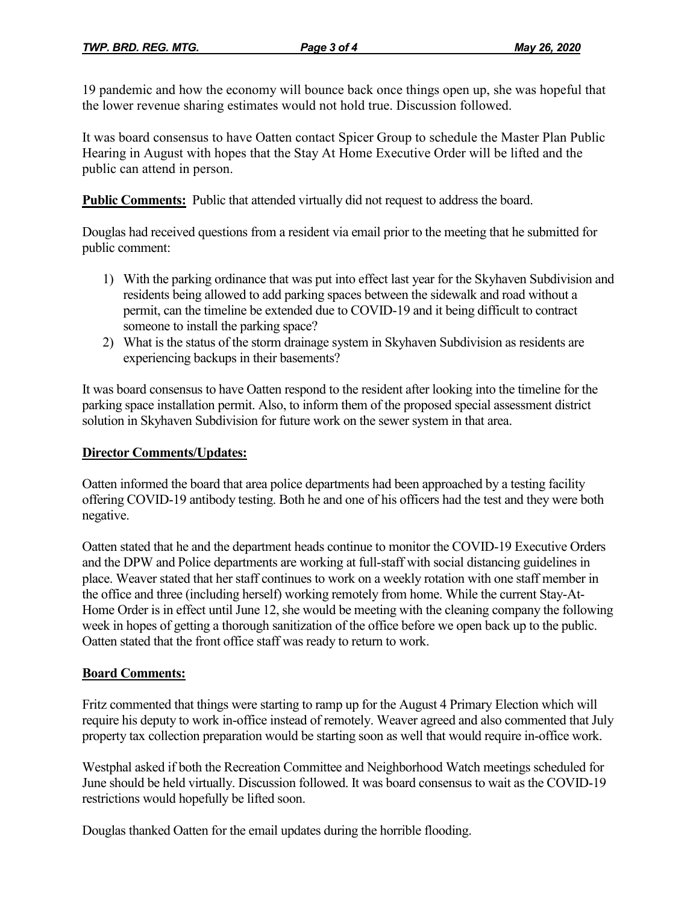19 pandemic and how the economy will bounce back once things open up, she was hopeful that the lower revenue sharing estimates would not hold true. Discussion followed.

It was board consensus to have Oatten contact Spicer Group to schedule the Master Plan Public Hearing in August with hopes that the Stay At Home Executive Order will be lifted and the public can attend in person.

**Public Comments:** Public that attended virtually did not request to address the board.

Douglas had received questions from a resident via email prior to the meeting that he submitted for public comment:

1) With the parking ordinance that was put into effect last year for the Skyhaven Subdivision and residents being allowed to add parking spaces between the sidewalk and road without a permit, can the timeline be extended due to COVID-19 and it being difficult to contract someone to install the parking space?
2) What is the status of the storm drainage system in Skyhaven Subdivision as residents are experiencing backups in their basements?

It was board consensus to have Oatten respond to the resident after looking into the timeline for the parking space installation permit. Also, to inform them of the proposed special assessment district solution in Skyhaven Subdivision for future work on the sewer system in that area.

**Director Comments/Updates:**

Oatten informed the board that area police departments had been approached by a testing facility offering COVID-19 antibody testing. Both he and one of his officers had the test and they were both negative.

Oatten stated that he and the department heads continue to monitor the COVID-19 Executive Orders and the DPW and Police departments are working at full-staff with social distancing guidelines in place. Weaver stated that her staff continues to work on a weekly rotation with one staff member in the office and three (including herself) working remotely from home. While the current Stay-At-Home Order is in effect until June 12, she would be meeting with the cleaning company the following week in hopes of getting a thorough sanitization of the office before we open back up to the public. Oatten stated that the front office staff was ready to return to work.

**Board Comments:**

Fritz commented that things were starting to ramp up for the August 4 Primary Election which will require his deputy to work in-office instead of remotely. Weaver agreed and also commented that July property tax collection preparation would be starting soon as well that would require in-office work.

Westphal asked if both the Recreation Committee and Neighborhood Watch meetings scheduled for June should be held virtually. Discussion followed. It was board consensus to wait as the COVID-19 restrictions would hopefully be lifted soon.

Douglas thanked Oatten for the email updates during the horrible flooding.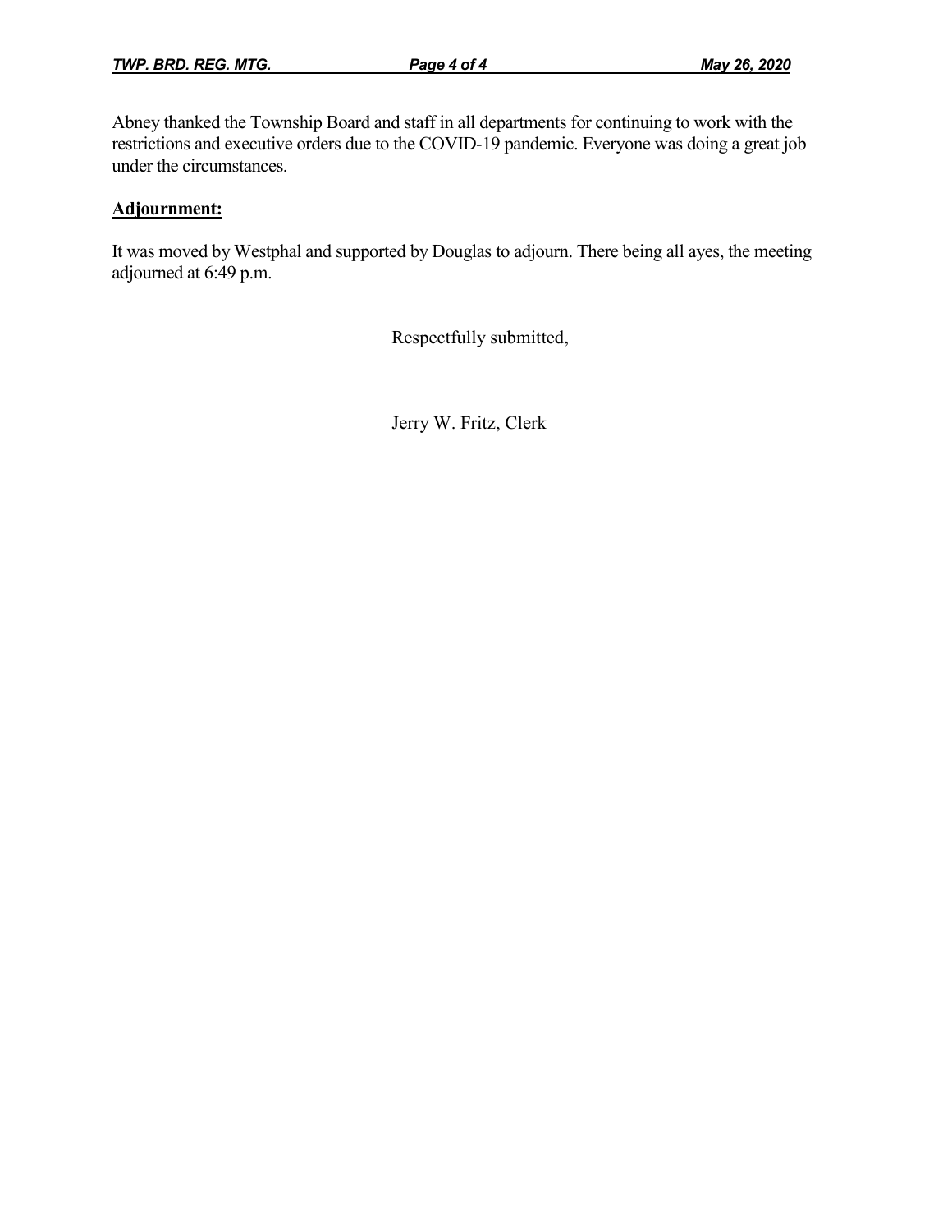Abney thanked the Township Board and staff in all departments for continuing to work with the restrictions and executive orders due to the COVID-19 pandemic. Everyone was doing a great job under the circumstances.

**Adjournment:**

It was moved by Westphal and supported by Douglas to adjourn. There being all ayes, the meeting adjourned at 6:49 p.m.

Respectfully submitted,

Jerry W. Fritz, Clerk